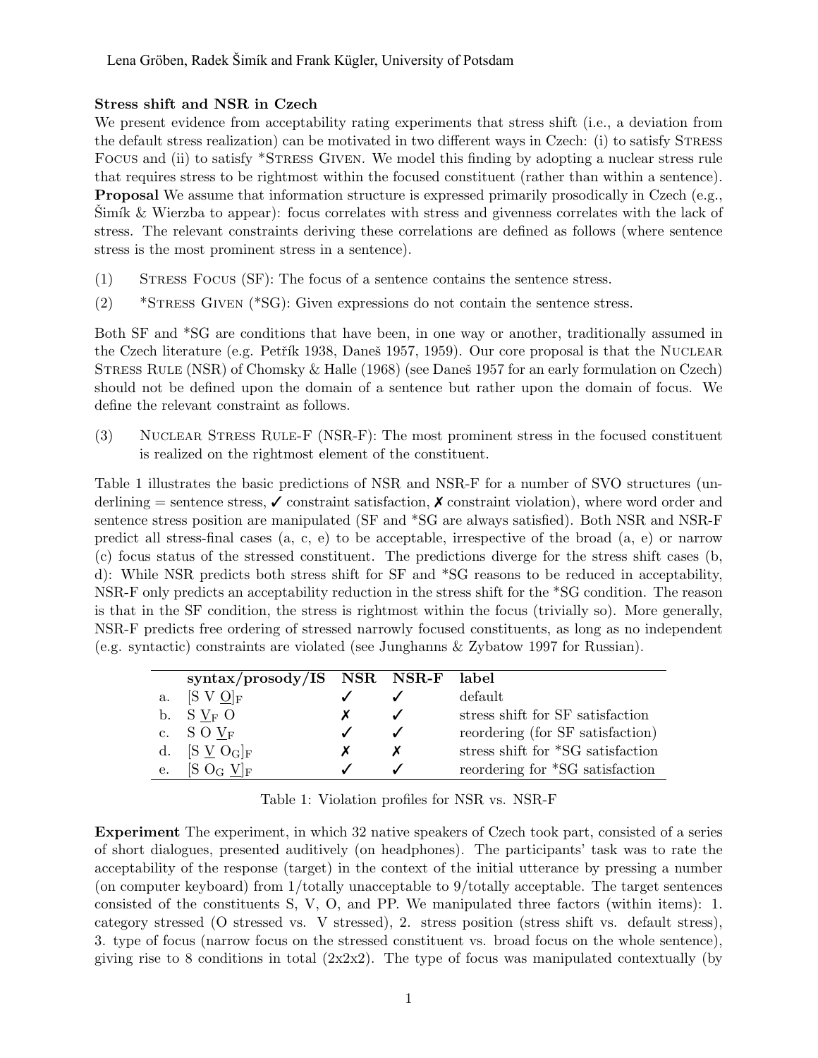Lena Gröben, Radek Šimík and Frank Kügler, University of Potsdam

**Stress shift and NSR in Czech**

We present evidence from acceptability rating experiments that stress shift (i.e., a deviation from the default stress realization) can be motivated in two different ways in Czech: (i) to satisfy Stress Focus and (ii) to satisfy *Stress Given. We model this finding by adopting a nuclear stress rule that requires stress to be rightmost within the focused constituent (rather than within a sentence).

**Proposal** We assume that information structure is expressed primarily prosodically in Czech (e.g., Šimík & Wierzba to appear): focus correlates with stress and givenness correlates with the lack of stress. The relevant constraints deriving these correlations are defined as follows (where sentence stress is the most prominent stress in a sentence).

(1) Stress Focus (SF): The focus of a sentence contains the sentence stress.

(2) *Stress Given (*SG): Given expressions do not contain the sentence stress.

Both SF and *SG are conditions that have been, in one way or another, traditionally assumed in the Czech literature (e.g. Petřík 1938, Daneš 1957, 1959). Our core proposal is that the Nuclear Stress Rule (NSR) of Chomsky & Halle (1968) (see Daneš 1957 for an early formulation on Czech) should not be defined upon the domain of a sentence but rather upon the domain of focus. We define the relevant constraint as follows.

(3) Nuclear Stress Rule-F (NSR-F): The most prominent stress in the focused constituent is realized on the rightmost element of the constituent.

Table 1 illustrates the basic predictions of NSR and NSR-F for a number of SVO structures (underlining = sentence stress, ✓ constraint satisfaction, ✗ constraint violation), where word order and sentence stress position are manipulated (SF and *SG are always satisfied). Both NSR and NSR-F predict all stress-final cases (a, c, e) to be acceptable, irrespective of the broad (a, e) or narrow (c) focus status of the stressed constituent. The predictions diverge for the stress shift cases (b, d): While NSR predicts both stress shift for SF and *SG reasons to be reduced in acceptability, NSR-F only predicts an acceptability reduction in the stress shift for the *SG condition. The reason is that in the SF condition, the stress is rightmost within the focus (trivially so). More generally, NSR-F predicts free ordering of stressed narrowly focused constituents, as long as no independent (e.g. syntactic) constraints are violated (see Junghanns & Zybatow 1997 for Russian).

| | **syntax/prosody/IS** | **NSR** | **NSR-F** | **label** |
|---|---|---|---|---|
| a. | [S V <u>O</u>]$_F$ | ✓ | ✓ | default |
| b. | S <u>V</u>$_F$ O | ✗ | ✓ | stress shift for SF satisfaction |
| c. | S O <u>V</u>$_F$ | ✓ | ✓ | reordering (for SF satisfaction) |
| d. | [S <u>V</u> O$_G$]$_F$ | ✗ | ✗ | stress shift for *SG satisfaction |
| e. | [S O$_G$ <u>V</u>]$_F$ | ✓ | ✓ | reordering for *SG satisfaction |

Table 1: Violation profiles for NSR vs. NSR-F

**Experiment** The experiment, in which 32 native speakers of Czech took part, consisted of a series of short dialogues, presented auditively (on headphones). The participants' task was to rate the acceptability of the response (target) in the context of the initial utterance by pressing a number (on computer keyboard) from 1/totally unacceptable to 9/totally acceptable. The target sentences consisted of the constituents S, V, O, and PP. We manipulated three factors (within items): 1. category stressed (O stressed vs. V stressed), 2. stress position (stress shift vs. default stress), 3. type of focus (narrow focus on the stressed constituent vs. broad focus on the whole sentence), giving rise to 8 conditions in total (2x2x2). The type of focus was manipulated contextually (by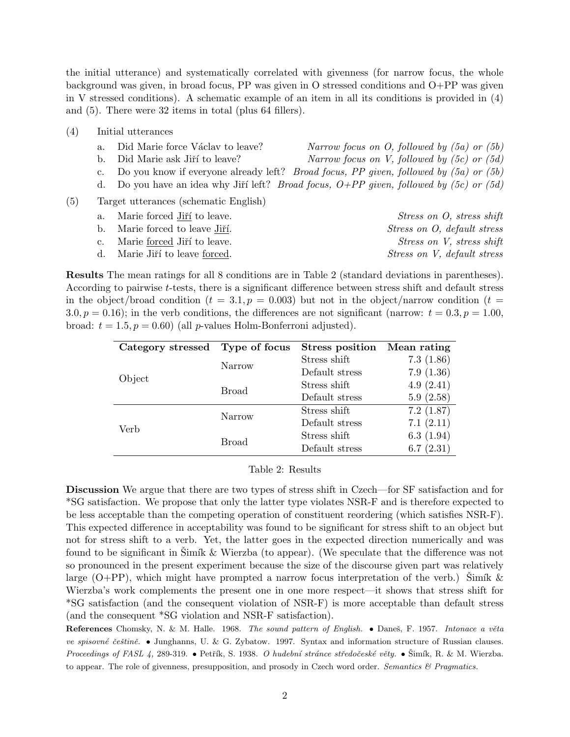the initial utterance) and systematically correlated with givenness (for narrow focus, the whole background was given, in broad focus, PP was given in O stressed conditions and O+PP was given in V stressed conditions). A schematic example of an item in all its conditions is provided in (4) and (5). There were 32 items in total (plus 64 fillers).

(4) Initial utterances

a. Did Marie force Václav to leave? *Narrow focus on O, followed by (5a) or (5b)*
b. Did Marie ask Jiří to leave? *Narrow focus on V, followed by (5c) or (5d)*
c. Do you know if everyone already left? *Broad focus, PP given, followed by (5a) or (5b)*
d. Do you have an idea why Jiří left? *Broad focus, O+PP given, followed by (5c) or (5d)*

(5) Target utterances (schematic English)

a. Marie forced <u>Jiří</u> to leave. *Stress on O, stress shift*
b. Marie forced to leave <u>Jiří</u>. *Stress on O, default stress*
c. Marie <u>forced</u> Jiří to leave. *Stress on V, stress shift*
d. Marie Jiří to leave <u>forced</u>. *Stress on V, default stress*

**Results** The mean ratings for all 8 conditions are in Table 2 (standard deviations in parentheses). According to pairwise $t$-tests, there is a significant difference between stress shift and default stress in the object/broad condition ($t = 3.1, p = 0.003$) but not in the object/narrow condition ($t = 3.0, p = 0.16$); in the verb conditions, the differences are not significant (narrow: $t = 0.3, p = 1.00$, broad: $t = 1.5, p = 0.60$) (all $p$-values Holm-Bonferroni adjusted).

| Category stressed | Type of focus | Stress position | Mean rating |
|---|---|---|---|
| Object | Narrow | Stress shift | 7.3 (1.86) |
| | | Default stress | 7.9 (1.36) |
| | Broad | Stress shift | 4.9 (2.41) |
| | | Default stress | 5.9 (2.58) |
| Verb | Narrow | Stress shift | 7.2 (1.87) |
| | | Default stress | 7.1 (2.11) |
| | Broad | Stress shift | 6.3 (1.94) |
| | | Default stress | 6.7 (2.31) |

Table 2: Results

**Discussion** We argue that there are two types of stress shift in Czech—for SF satisfaction and for *SG satisfaction. We propose that only the latter type violates NSR-F and is therefore expected to be less acceptable than the competing operation of constituent reordering (which satisfies NSR-F). This expected difference in acceptability was found to be significant for stress shift to an object but not for stress shift to a verb. Yet, the latter goes in the expected direction numerically and was found to be significant in Šimík & Wierzba (to appear). (We speculate that the difference was not so pronounced in the present experiment because the size of the discourse given part was relatively large (O+PP), which might have prompted a narrow focus interpretation of the verb.) Šimík & Wierzba's work complements the present one in one more respect—it shows that stress shift for *SG satisfaction (and the consequent violation of NSR-F) is more acceptable than default stress (and the consequent *SG violation and NSR-F satisfaction).

**References** Chomsky, N. & M. Halle. 1968. *The sound pattern of English.* • Daneš, F. 1957. *Intonace a věta ve spisovné češtině.* • Junghanns, U. & G. Zybatow. 1997. Syntax and information structure of Russian clauses. *Proceedings of FASL 4,* 289-319. • Petřík, S. 1938. *O hudební stránce středočeské věty.* • Šimík, R. & M. Wierzba. to appear. The role of givenness, presupposition, and prosody in Czech word order. *Semantics & Pragmatics.*